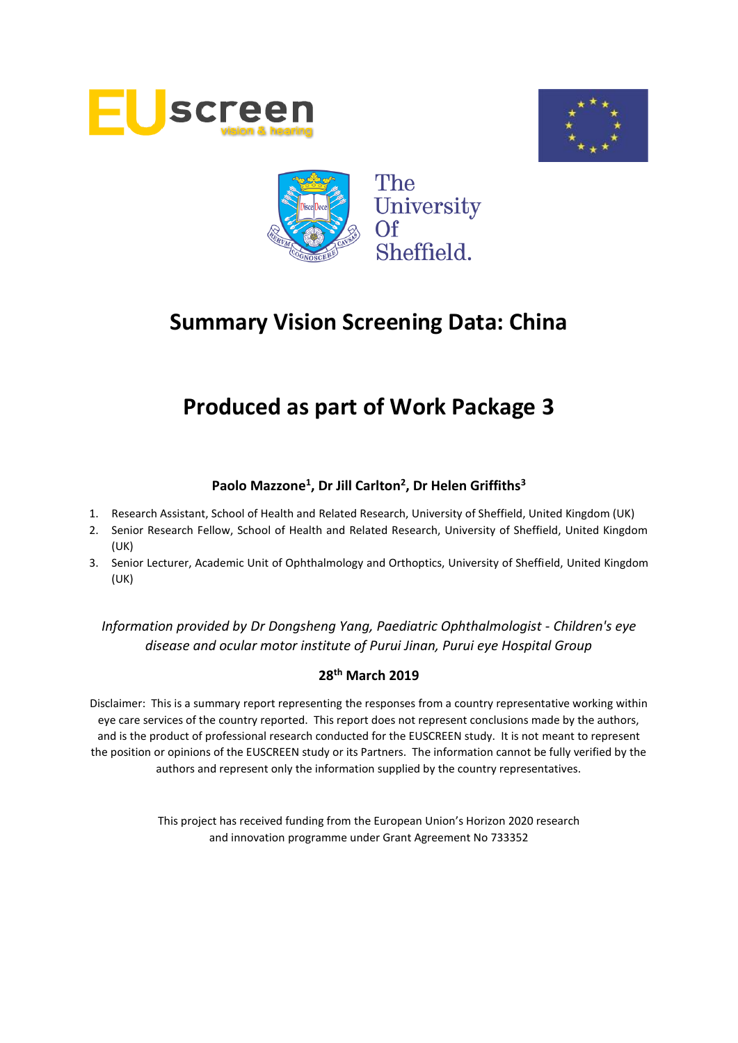# Summary Vision Screening Data: China

# Produced as part of Work Package 3

**Paolo Mazzone[1], Dr Jill Carlton[2], Dr Helen Griffiths[3]**

1. Research Assistant, School of Health and Related Research, University of Sheffield, United Kingdom (UK)
2. Senior Research Fellow, School of Health and Related Research, University of Sheffield, United Kingdom (UK)
3. Senior Lecturer, Academic Unit of Ophthalmology and Orthoptics, University of Sheffield, United Kingdom (UK)

*Information provided by Dr Dongsheng Yang, Paediatric Ophthalmologist - Children's eye disease and ocular motor institute of Purui Jinan, Purui eye Hospital Group*

**28th March 2019**

Disclaimer: This is a summary report representing the responses from a country representative working within eye care services of the country reported. This report does not represent conclusions made by the authors, and is the product of professional research conducted for the EUSCREEN study. It is not meant to represent the position or opinions of the EUSCREEN study or its Partners. The information cannot be fully verified by the authors and represent only the information supplied by the country representatives.

This project has received funding from the European Union's Horizon 2020 research and innovation programme under Grant Agreement No 733352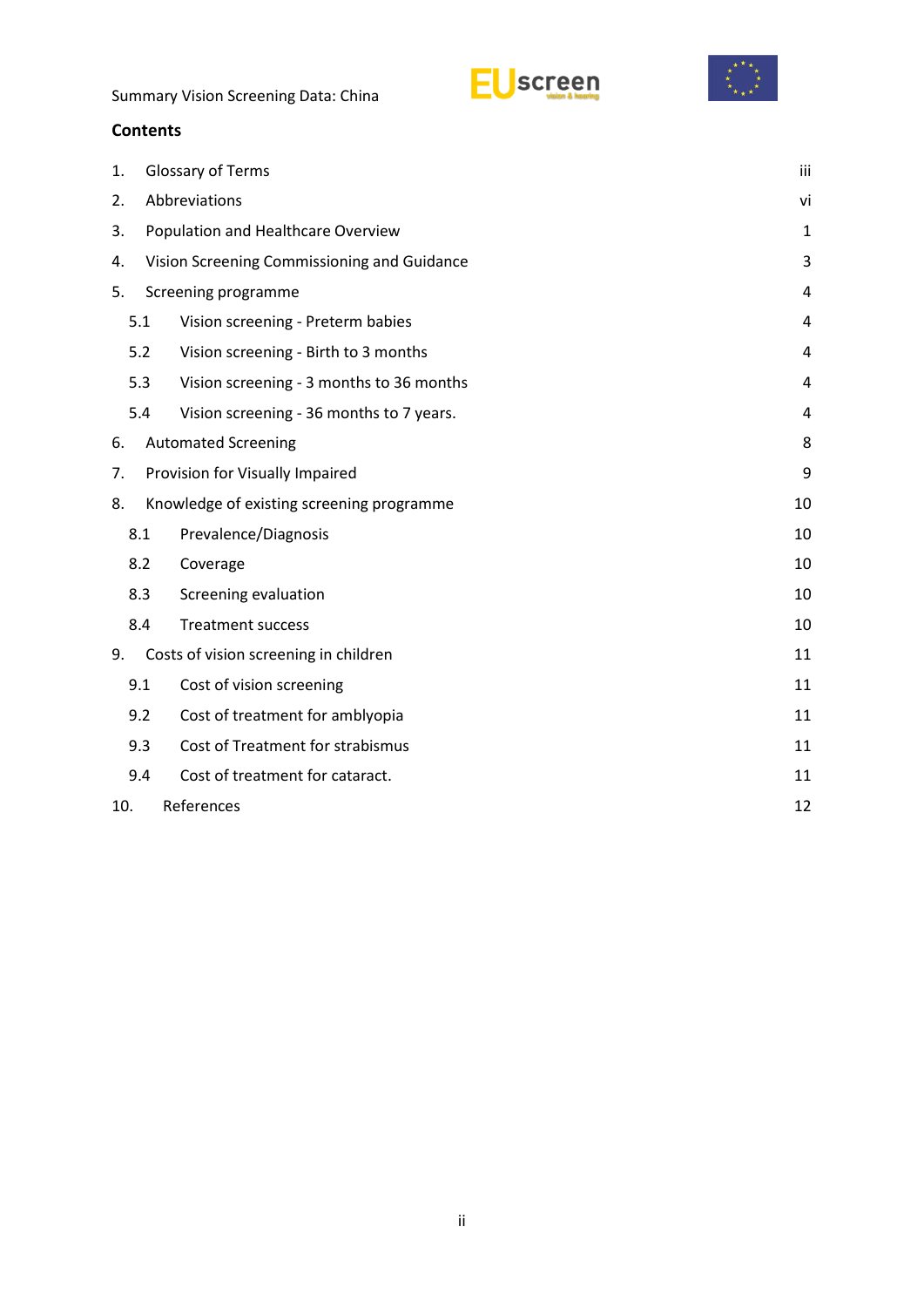## Contents

| | | |
|---|---|---|
| 1. | Glossary of Terms | iii |
| 2. | Abbreviations | vi |
| 3. | Population and Healthcare Overview | 1 |
| 4. | Vision Screening Commissioning and Guidance | 3 |
| 5. | Screening programme | 4 |
| 5.1 | Vision screening - Preterm babies | 4 |
| 5.2 | Vision screening - Birth to 3 months | 4 |
| 5.3 | Vision screening - 3 months to 36 months | 4 |
| 5.4 | Vision screening - 36 months to 7 years. | 4 |
| 6. | Automated Screening | 8 |
| 7. | Provision for Visually Impaired | 9 |
| 8. | Knowledge of existing screening programme | 10 |
| 8.1 | Prevalence/Diagnosis | 10 |
| 8.2 | Coverage | 10 |
| 8.3 | Screening evaluation | 10 |
| 8.4 | Treatment success | 10 |
| 9. | Costs of vision screening in children | 11 |
| 9.1 | Cost of vision screening | 11 |
| 9.2 | Cost of treatment for amblyopia | 11 |
| 9.3 | Cost of Treatment for strabismus | 11 |
| 9.4 | Cost of treatment for cataract. | 11 |
| 10. | References | 12 |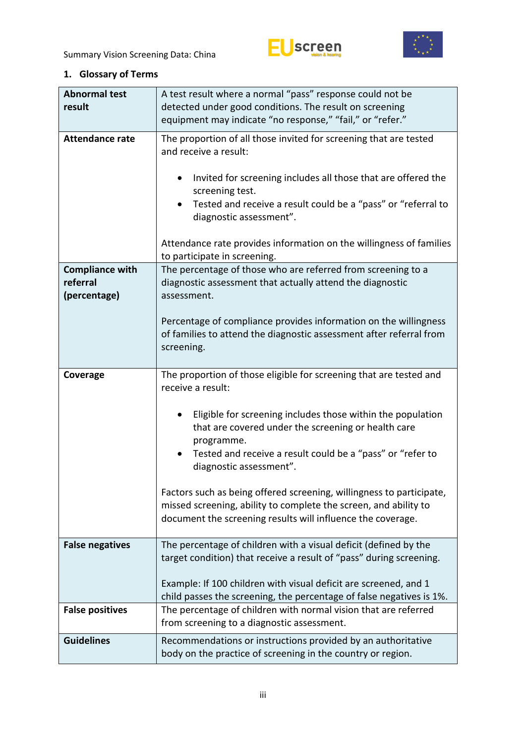## 1. Glossary of Terms

| | |
|---|---|
| **Abnormal test result** | A test result where a normal "pass" response could not be detected under good conditions. The result on screening equipment may indicate "no response," "fail," or "refer." |
| **Attendance rate** | The proportion of all those invited for screening that are tested and receive a result:<br><br>• Invited for screening includes all those that are offered the screening test.<br>• Tested and receive a result could be a "pass" or "referral to diagnostic assessment".<br><br>Attendance rate provides information on the willingness of families to participate in screening. |
| **Compliance with referral (percentage)** | The percentage of those who are referred from screening to a diagnostic assessment that actually attend the diagnostic assessment.<br><br>Percentage of compliance provides information on the willingness of families to attend the diagnostic assessment after referral from screening. |
| **Coverage** | The proportion of those eligible for screening that are tested and receive a result:<br><br>• Eligible for screening includes those within the population that are covered under the screening or health care programme.<br>• Tested and receive a result could be a "pass" or "refer to diagnostic assessment".<br><br>Factors such as being offered screening, willingness to participate, missed screening, ability to complete the screen, and ability to document the screening results will influence the coverage. |
| **False negatives** | The percentage of children with a visual deficit (defined by the target condition) that receive a result of "pass" during screening.<br><br>Example: If 100 children with visual deficit are screened, and 1 child passes the screening, the percentage of false negatives is 1%. |
| **False positives** | The percentage of children with normal vision that are referred from screening to a diagnostic assessment. |
| **Guidelines** | Recommendations or instructions provided by an authoritative body on the practice of screening in the country or region. |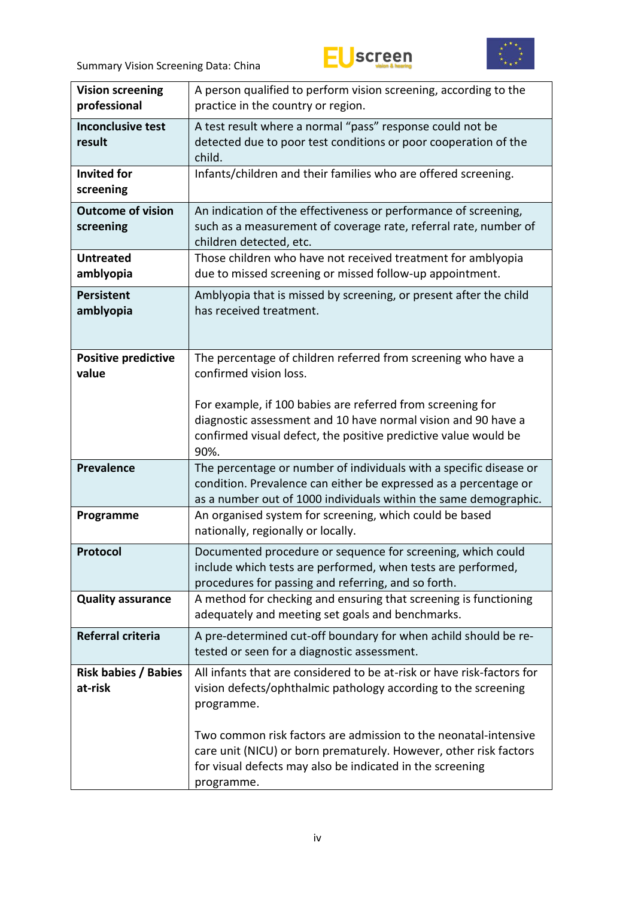| | |
|---|---|
| **Vision screening professional** | A person qualified to perform vision screening, according to the practice in the country or region. |
| **Inconclusive test result** | A test result where a normal “pass” response could not be detected due to poor test conditions or poor cooperation of the child. |
| **Invited for screening** | Infants/children and their families who are offered screening. |
| **Outcome of vision screening** | An indication of the effectiveness or performance of screening, such as a measurement of coverage rate, referral rate, number of children detected, etc. |
| **Untreated amblyopia** | Those children who have not received treatment for amblyopia due to missed screening or missed follow-up appointment. |
| **Persistent amblyopia** | Amblyopia that is missed by screening, or present after the child has received treatment. |
| **Positive predictive value** | The percentage of children referred from screening who have a confirmed vision loss.<br><br>For example, if 100 babies are referred from screening for diagnostic assessment and 10 have normal vision and 90 have a confirmed visual defect, the positive predictive value would be 90%. |
| **Prevalence** | The percentage or number of individuals with a specific disease or condition. Prevalence can either be expressed as a percentage or as a number out of 1000 individuals within the same demographic. |
| **Programme** | An organised system for screening, which could be based nationally, regionally or locally. |
| **Protocol** | Documented procedure or sequence for screening, which could include which tests are performed, when tests are performed, procedures for passing and referring, and so forth. |
| **Quality assurance** | A method for checking and ensuring that screening is functioning adequately and meeting set goals and benchmarks. |
| **Referral criteria** | A pre-determined cut-off boundary for when achild should be re-tested or seen for a diagnostic assessment. |
| **Risk babies / Babies at-risk** | All infants that are considered to be at-risk or have risk-factors for vision defects/ophthalmic pathology according to the screening programme.<br><br>Two common risk factors are admission to the neonatal-intensive care unit (NICU) or born prematurely. However, other risk factors for visual defects may also be indicated in the screening programme. |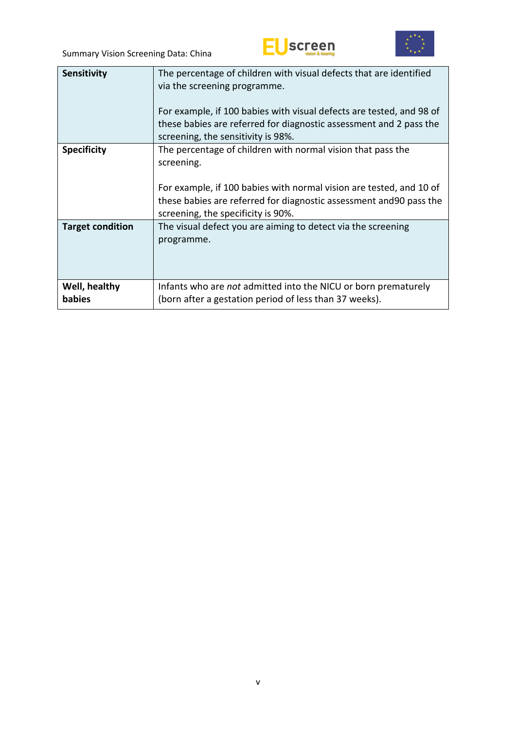| | |
|---|---|
| **Sensitivity** | The percentage of children with visual defects that are identified via the screening programme.<br><br>For example, if 100 babies with visual defects are tested, and 98 of these babies are referred for diagnostic assessment and 2 pass the screening, the sensitivity is 98%. |
| **Specificity** | The percentage of children with normal vision that pass the screening.<br><br>For example, if 100 babies with normal vision are tested, and 10 of these babies are referred for diagnostic assessment and90 pass the screening, the specificity is 90%. |
| **Target condition** | The visual defect you are aiming to detect via the screening programme. |
| **Well, healthy babies** | Infants who are *not* admitted into the NICU or born prematurely (born after a gestation period of less than 37 weeks). |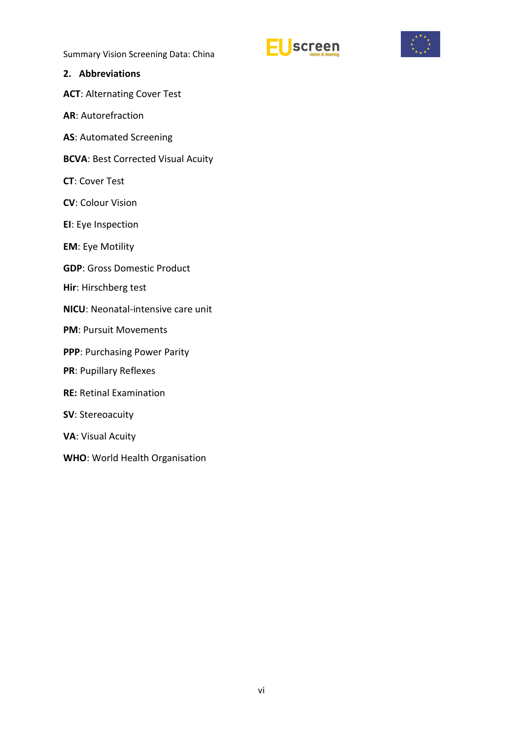## 2. Abbreviations

**ACT**: Alternating Cover Test

**AR**: Autorefraction

**AS**: Automated Screening

**BCVA**: Best Corrected Visual Acuity

**CT**: Cover Test

**CV**: Colour Vision

**EI**: Eye Inspection

**EM**: Eye Motility

**GDP**: Gross Domestic Product

**Hir**: Hirschberg test

**NICU**: Neonatal-intensive care unit

**PM**: Pursuit Movements

**PPP**: Purchasing Power Parity

**PR**: Pupillary Reflexes

**RE:** Retinal Examination

**SV**: Stereoacuity

**VA**: Visual Acuity

**WHO**: World Health Organisation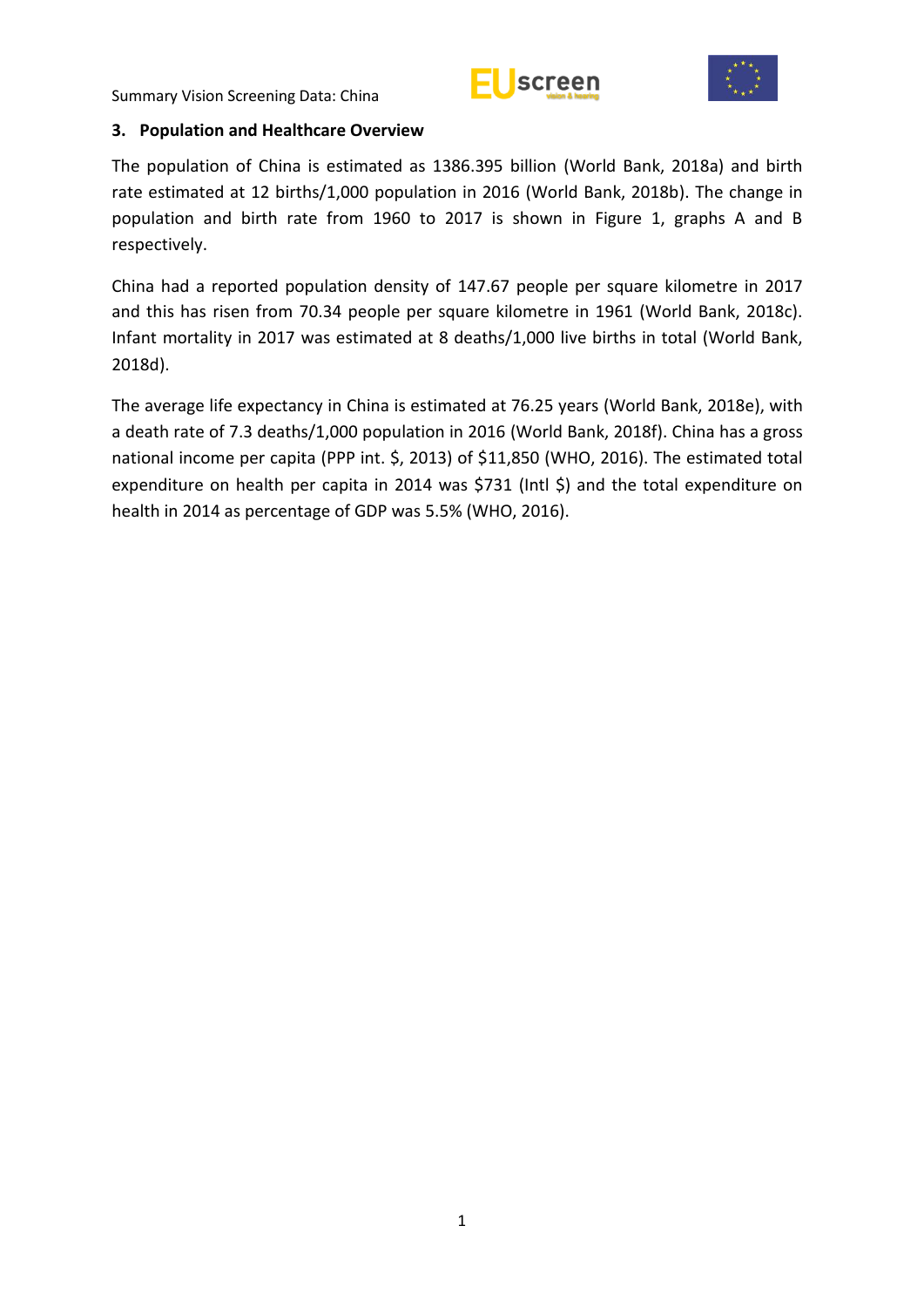## 3. Population and Healthcare Overview

The population of China is estimated as 1386.395 billion (World Bank, 2018a) and birth rate estimated at 12 births/1,000 population in 2016 (World Bank, 2018b). The change in population and birth rate from 1960 to 2017 is shown in Figure 1, graphs A and B respectively.

China had a reported population density of 147.67 people per square kilometre in 2017 and this has risen from 70.34 people per square kilometre in 1961 (World Bank, 2018c). Infant mortality in 2017 was estimated at 8 deaths/1,000 live births in total (World Bank, 2018d).

The average life expectancy in China is estimated at 76.25 years (World Bank, 2018e), with a death rate of 7.3 deaths/1,000 population in 2016 (World Bank, 2018f). China has a gross national income per capita (PPP int. $, 2013) of $11,850 (WHO, 2016). The estimated total expenditure on health per capita in 2014 was $731 (Intl $) and the total expenditure on health in 2014 as percentage of GDP was 5.5% (WHO, 2016).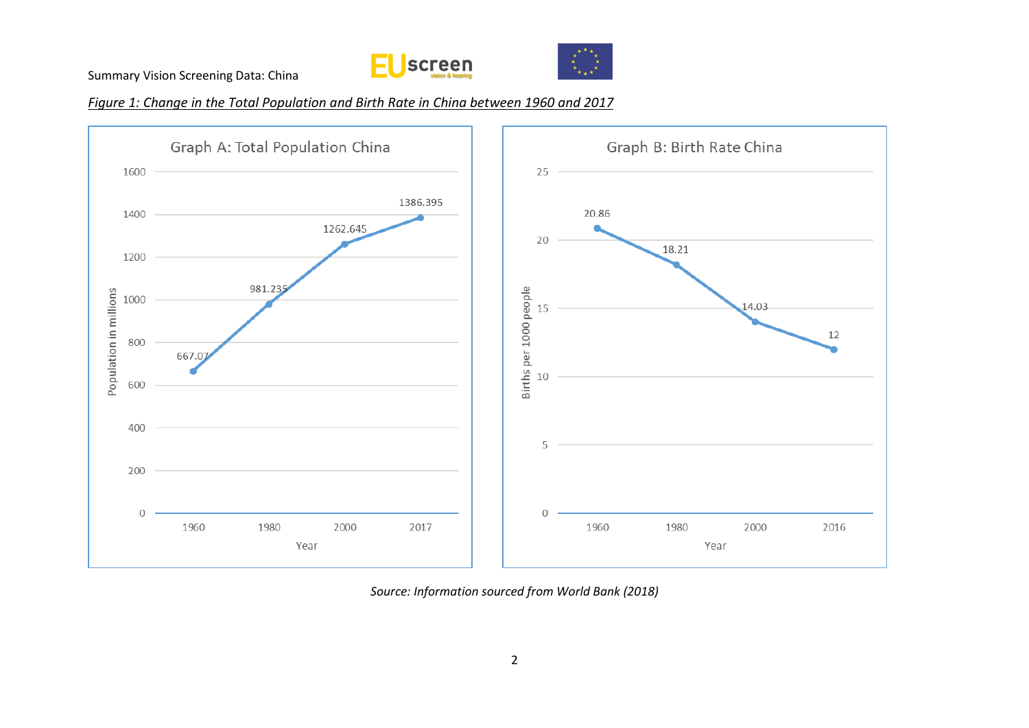*Figure 1: Change in the Total Population and Birth Rate in China between 1960 and 2017*

**Graph A: Total Population China**

| Year | Population in millions |
| --- | --- |
| 1960 | 667.07 |
| 1980 | 981.235 |
| 2000 | 1262.645 |
| 2017 | 1386.395 |

**Graph B: Birth Rate China**

| Year | Births per 1000 people |
| --- | --- |
| 1960 | 20.86 |
| 1980 | 18.21 |
| 2000 | 14.03 |
| 2016 | 12 |

*Source: Information sourced from World Bank (2018)*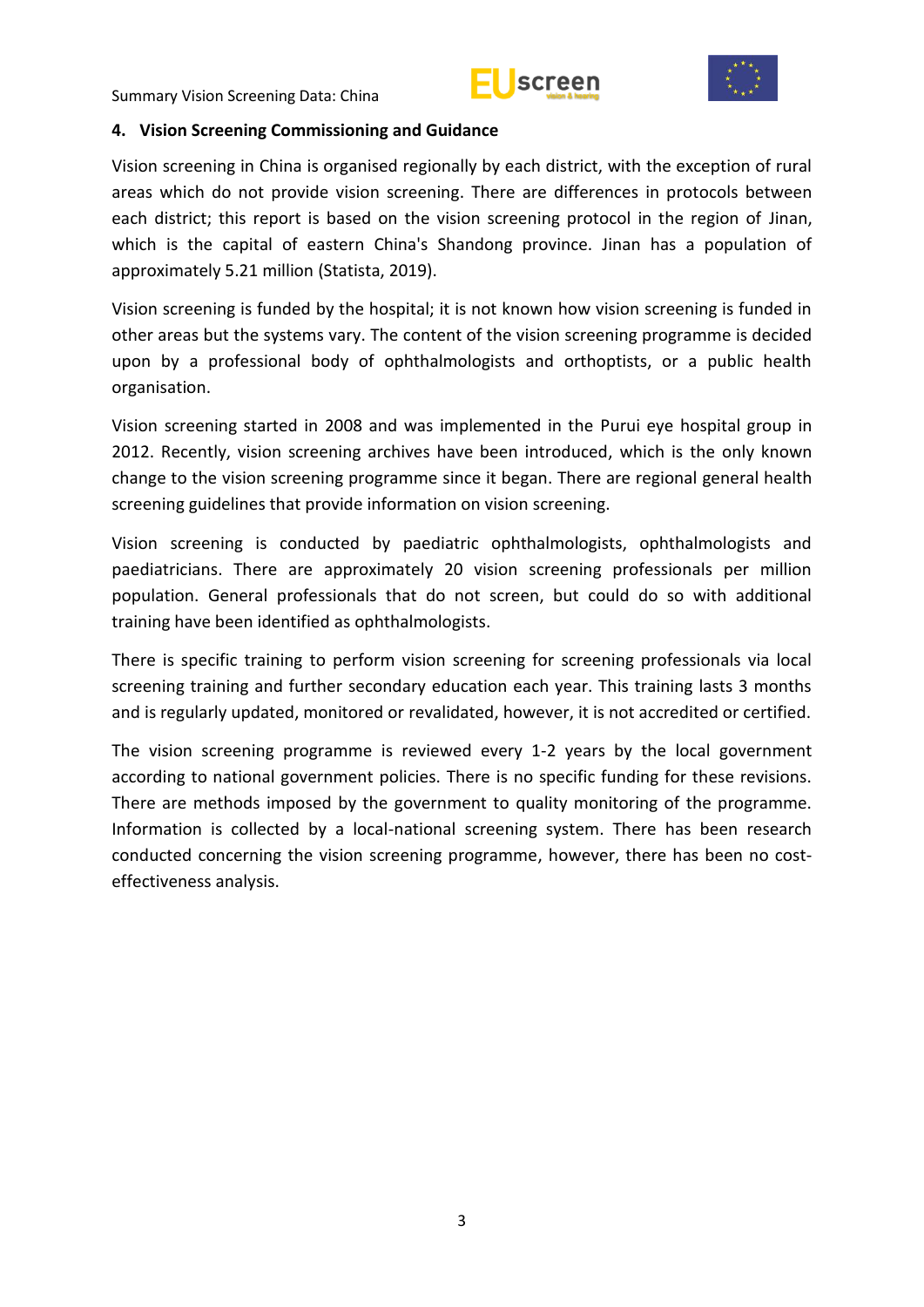## 4. Vision Screening Commissioning and Guidance

Vision screening in China is organised regionally by each district, with the exception of rural areas which do not provide vision screening. There are differences in protocols between each district; this report is based on the vision screening protocol in the region of Jinan, which is the capital of eastern China's Shandong province. Jinan has a population of approximately 5.21 million (Statista, 2019).

Vision screening is funded by the hospital; it is not known how vision screening is funded in other areas but the systems vary. The content of the vision screening programme is decided upon by a professional body of ophthalmologists and orthoptists, or a public health organisation.

Vision screening started in 2008 and was implemented in the Purui eye hospital group in 2012. Recently, vision screening archives have been introduced, which is the only known change to the vision screening programme since it began. There are regional general health screening guidelines that provide information on vision screening.

Vision screening is conducted by paediatric ophthalmologists, ophthalmologists and paediatricians. There are approximately 20 vision screening professionals per million population. General professionals that do not screen, but could do so with additional training have been identified as ophthalmologists.

There is specific training to perform vision screening for screening professionals via local screening training and further secondary education each year. This training lasts 3 months and is regularly updated, monitored or revalidated, however, it is not accredited or certified.

The vision screening programme is reviewed every 1-2 years by the local government according to national government policies. There is no specific funding for these revisions. There are methods imposed by the government to quality monitoring of the programme. Information is collected by a local-national screening system. There has been research conducted concerning the vision screening programme, however, there has been no cost-effectiveness analysis.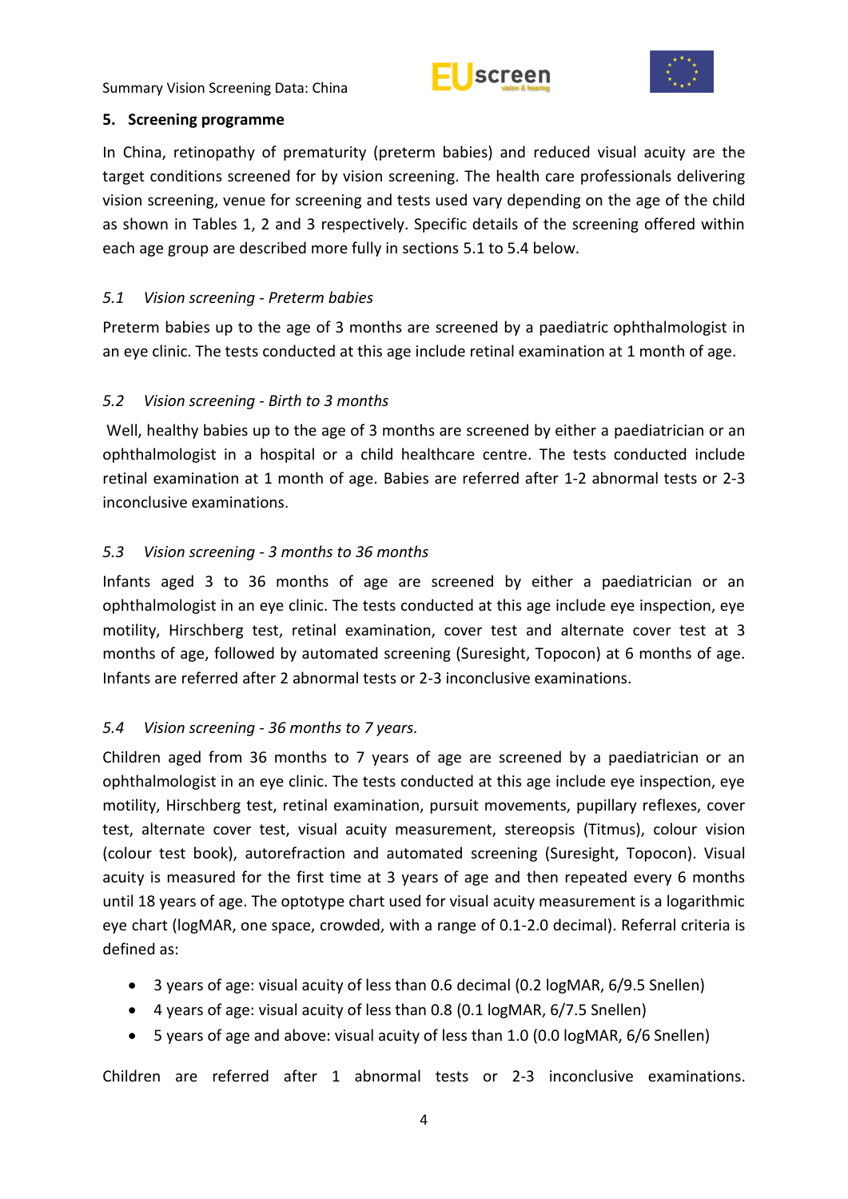## 5. Screening programme

In China, retinopathy of prematurity (preterm babies) and reduced visual acuity are the target conditions screened for by vision screening. The health care professionals delivering vision screening, venue for screening and tests used vary depending on the age of the child as shown in Tables 1, 2 and 3 respectively. Specific details of the screening offered within each age group are described more fully in sections 5.1 to 5.4 below.

### *5.1 Vision screening - Preterm babies*

Preterm babies up to the age of 3 months are screened by a paediatric ophthalmologist in an eye clinic. The tests conducted at this age include retinal examination at 1 month of age.

### *5.2 Vision screening - Birth to 3 months*

Well, healthy babies up to the age of 3 months are screened by either a paediatrician or an ophthalmologist in a hospital or a child healthcare centre. The tests conducted include retinal examination at 1 month of age. Babies are referred after 1-2 abnormal tests or 2-3 inconclusive examinations.

### *5.3 Vision screening - 3 months to 36 months*

Infants aged 3 to 36 months of age are screened by either a paediatrician or an ophthalmologist in an eye clinic. The tests conducted at this age include eye inspection, eye motility, Hirschberg test, retinal examination, cover test and alternate cover test at 3 months of age, followed by automated screening (Suresight, Topocon) at 6 months of age. Infants are referred after 2 abnormal tests or 2-3 inconclusive examinations.

### *5.4 Vision screening - 36 months to 7 years.*

Children aged from 36 months to 7 years of age are screened by a paediatrician or an ophthalmologist in an eye clinic. The tests conducted at this age include eye inspection, eye motility, Hirschberg test, retinal examination, pursuit movements, pupillary reflexes, cover test, alternate cover test, visual acuity measurement, stereopsis (Titmus), colour vision (colour test book), autorefraction and automated screening (Suresight, Topocon). Visual acuity is measured for the first time at 3 years of age and then repeated every 6 months until 18 years of age. The optotype chart used for visual acuity measurement is a logarithmic eye chart (logMAR, one space, crowded, with a range of 0.1-2.0 decimal). Referral criteria is defined as:

- 3 years of age: visual acuity of less than 0.6 decimal (0.2 logMAR, 6/9.5 Snellen)
- 4 years of age: visual acuity of less than 0.8 (0.1 logMAR, 6/7.5 Snellen)
- 5 years of age and above: visual acuity of less than 1.0 (0.0 logMAR, 6/6 Snellen)

Children are referred after 1 abnormal tests or 2-3 inconclusive examinations.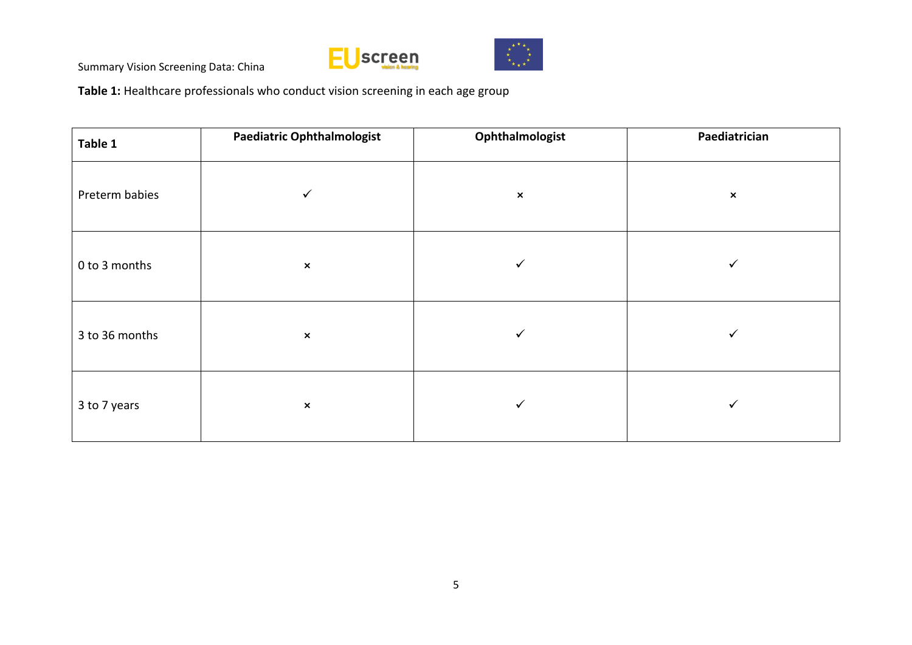**Table 1:** Healthcare professionals who conduct vision screening in each age group

| Table 1 | Paediatric Ophthalmologist | Ophthalmologist | Paediatrician |
|---|---|---|---|
| Preterm babies | ✓ | × | × |
| 0 to 3 months | × | ✓ | ✓ |
| 3 to 36 months | × | ✓ | ✓ |
| 3 to 7 years | × | ✓ | ✓ |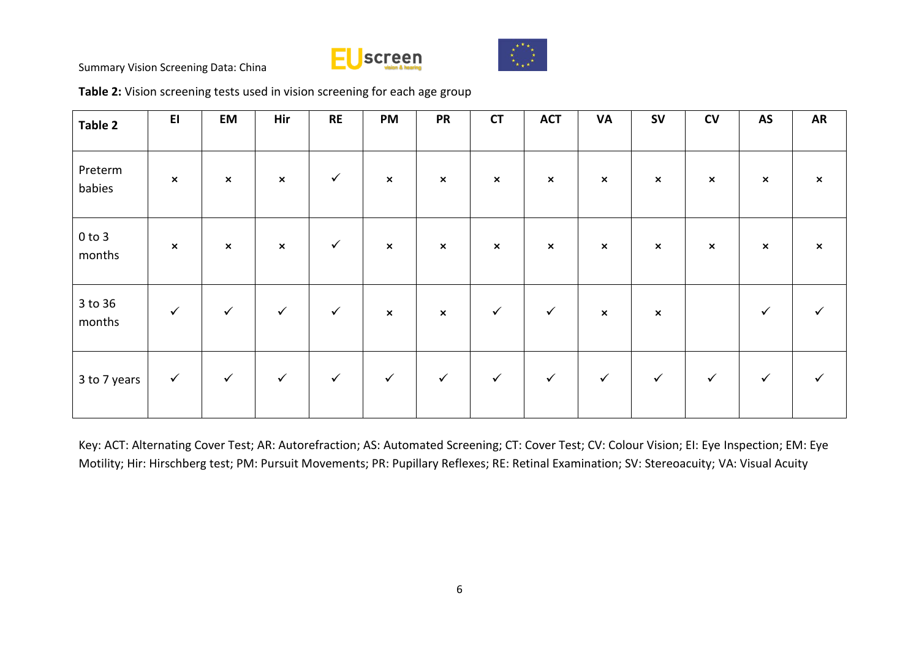**Table 2:** Vision screening tests used in vision screening for each age group

| Table 2 | EI | EM | Hir | RE | PM | PR | CT | ACT | VA | SV | CV | AS | AR |
|---|---|---|---|---|---|---|---|---|---|---|---|---|---|
| Preterm babies | × | × | × | ✓ | × | × | × | × | × | × | × | × | × |
| 0 to 3 months | × | × | × | ✓ | × | × | × | × | × | × | × | × | × |
| 3 to 36 months | ✓ | ✓ | ✓ | ✓ | × | × | ✓ | ✓ | × | × | | ✓ | ✓ |
| 3 to 7 years | ✓ | ✓ | ✓ | ✓ | ✓ | ✓ | ✓ | ✓ | ✓ | ✓ | ✓ | ✓ | ✓ |

Key: ACT: Alternating Cover Test; AR: Autorefraction; AS: Automated Screening; CT: Cover Test; CV: Colour Vision; EI: Eye Inspection; EM: Eye Motility; Hir: Hirschberg test; PM: Pursuit Movements; PR: Pupillary Reflexes; RE: Retinal Examination; SV: Stereoacuity; VA: Visual Acuity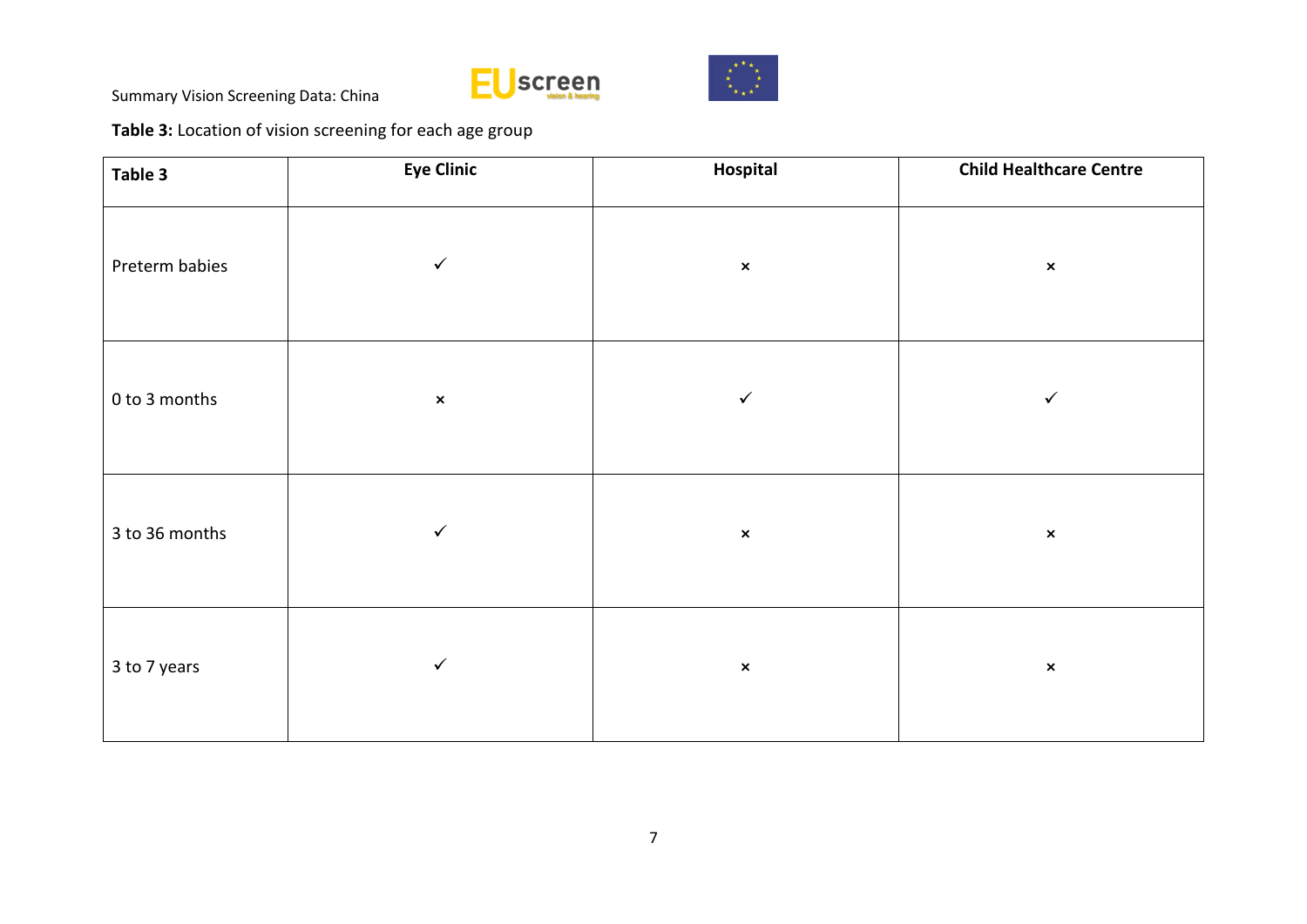**Table 3:** Location of vision screening for each age group

| Table 3 | Eye Clinic | Hospital | Child Healthcare Centre |
|---|---|---|---|
| Preterm babies | ✓ | × | × |
| 0 to 3 months | × | ✓ | ✓ |
| 3 to 36 months | ✓ | × | × |
| 3 to 7 years | ✓ | × | × |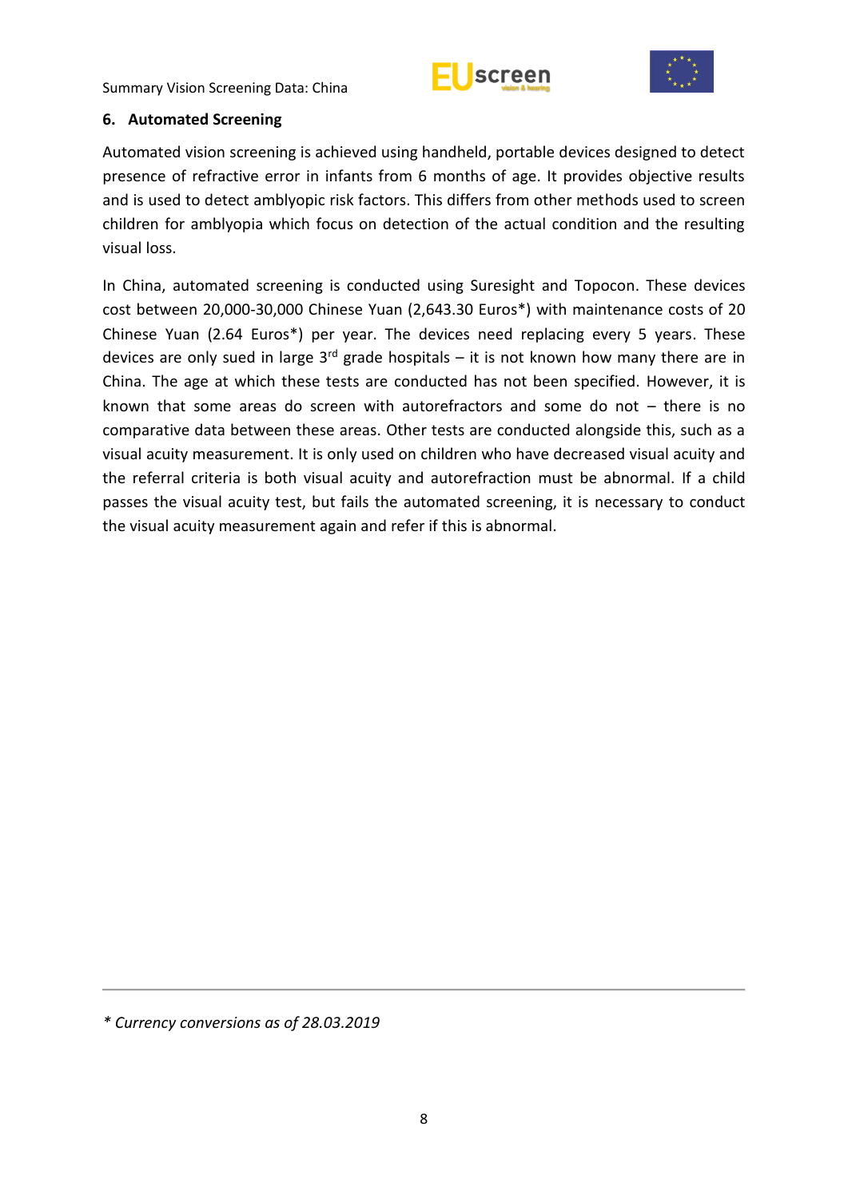## 6. Automated Screening

Automated vision screening is achieved using handheld, portable devices designed to detect presence of refractive error in infants from 6 months of age. It provides objective results and is used to detect amblyopic risk factors. This differs from other methods used to screen children for amblyopia which focus on detection of the actual condition and the resulting visual loss.

In China, automated screening is conducted using Suresight and Topocon. These devices cost between 20,000-30,000 Chinese Yuan (2,643.30 Euros*) with maintenance costs of 20 Chinese Yuan (2.64 Euros*) per year. The devices need replacing every 5 years. These devices are only sued in large 3rd grade hospitals – it is not known how many there are in China. The age at which these tests are conducted has not been specified. However, it is known that some areas do screen with autorefractors and some do not – there is no comparative data between these areas. Other tests are conducted alongside this, such as a visual acuity measurement. It is only used on children who have decreased visual acuity and the referral criteria is both visual acuity and autorefraction must be abnormal. If a child passes the visual acuity test, but fails the automated screening, it is necessary to conduct the visual acuity measurement again and refer if this is abnormal.

---

*\* Currency conversions as of 28.03.2019*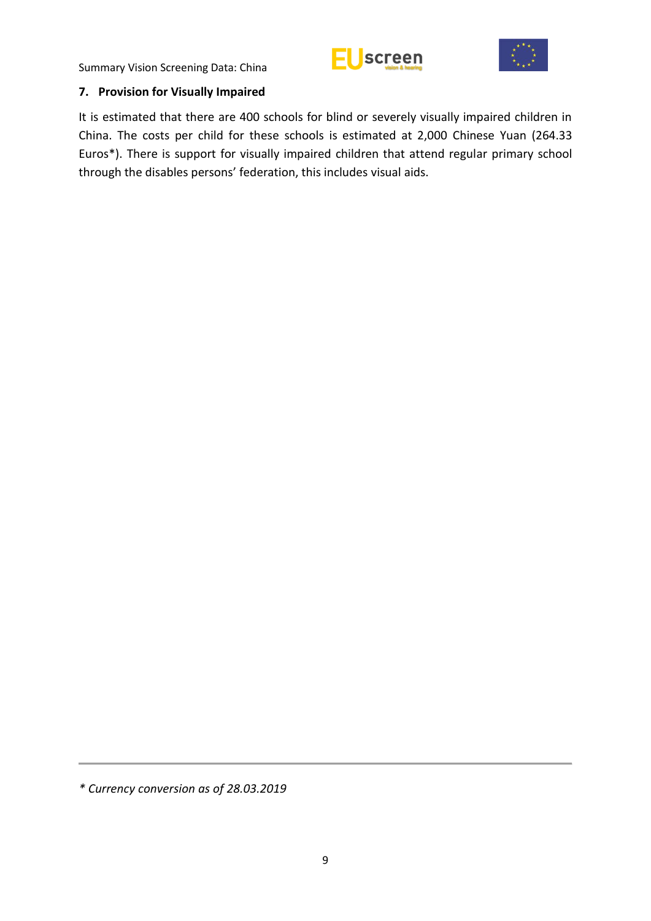## 7. Provision for Visually Impaired

It is estimated that there are 400 schools for blind or severely visually impaired children in China. The costs per child for these schools is estimated at 2,000 Chinese Yuan (264.33 Euros*). There is support for visually impaired children that attend regular primary school through the disables persons' federation, this includes visual aids.

---

*\* Currency conversion as of 28.03.2019*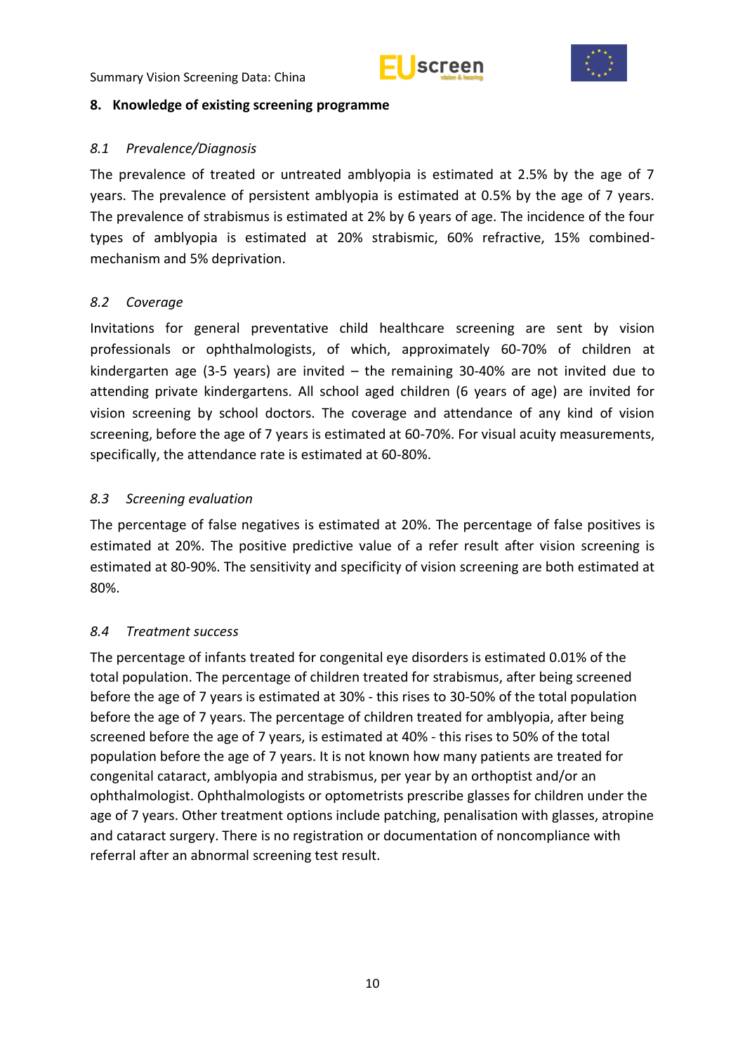## 8. Knowledge of existing screening programme

### *8.1 Prevalence/Diagnosis*

The prevalence of treated or untreated amblyopia is estimated at 2.5% by the age of 7 years. The prevalence of persistent amblyopia is estimated at 0.5% by the age of 7 years. The prevalence of strabismus is estimated at 2% by 6 years of age. The incidence of the four types of amblyopia is estimated at 20% strabismic, 60% refractive, 15% combined-mechanism and 5% deprivation.

### *8.2 Coverage*

Invitations for general preventative child healthcare screening are sent by vision professionals or ophthalmologists, of which, approximately 60-70% of children at kindergarten age (3-5 years) are invited – the remaining 30-40% are not invited due to attending private kindergartens. All school aged children (6 years of age) are invited for vision screening by school doctors. The coverage and attendance of any kind of vision screening, before the age of 7 years is estimated at 60-70%. For visual acuity measurements, specifically, the attendance rate is estimated at 60-80%.

### *8.3 Screening evaluation*

The percentage of false negatives is estimated at 20%. The percentage of false positives is estimated at 20%. The positive predictive value of a refer result after vision screening is estimated at 80-90%. The sensitivity and specificity of vision screening are both estimated at 80%.

### *8.4 Treatment success*

The percentage of infants treated for congenital eye disorders is estimated 0.01% of the total population. The percentage of children treated for strabismus, after being screened before the age of 7 years is estimated at 30% - this rises to 30-50% of the total population before the age of 7 years. The percentage of children treated for amblyopia, after being screened before the age of 7 years, is estimated at 40% - this rises to 50% of the total population before the age of 7 years. It is not known how many patients are treated for congenital cataract, amblyopia and strabismus, per year by an orthoptist and/or an ophthalmologist. Ophthalmologists or optometrists prescribe glasses for children under the age of 7 years. Other treatment options include patching, penalisation with glasses, atropine and cataract surgery. There is no registration or documentation of noncompliance with referral after an abnormal screening test result.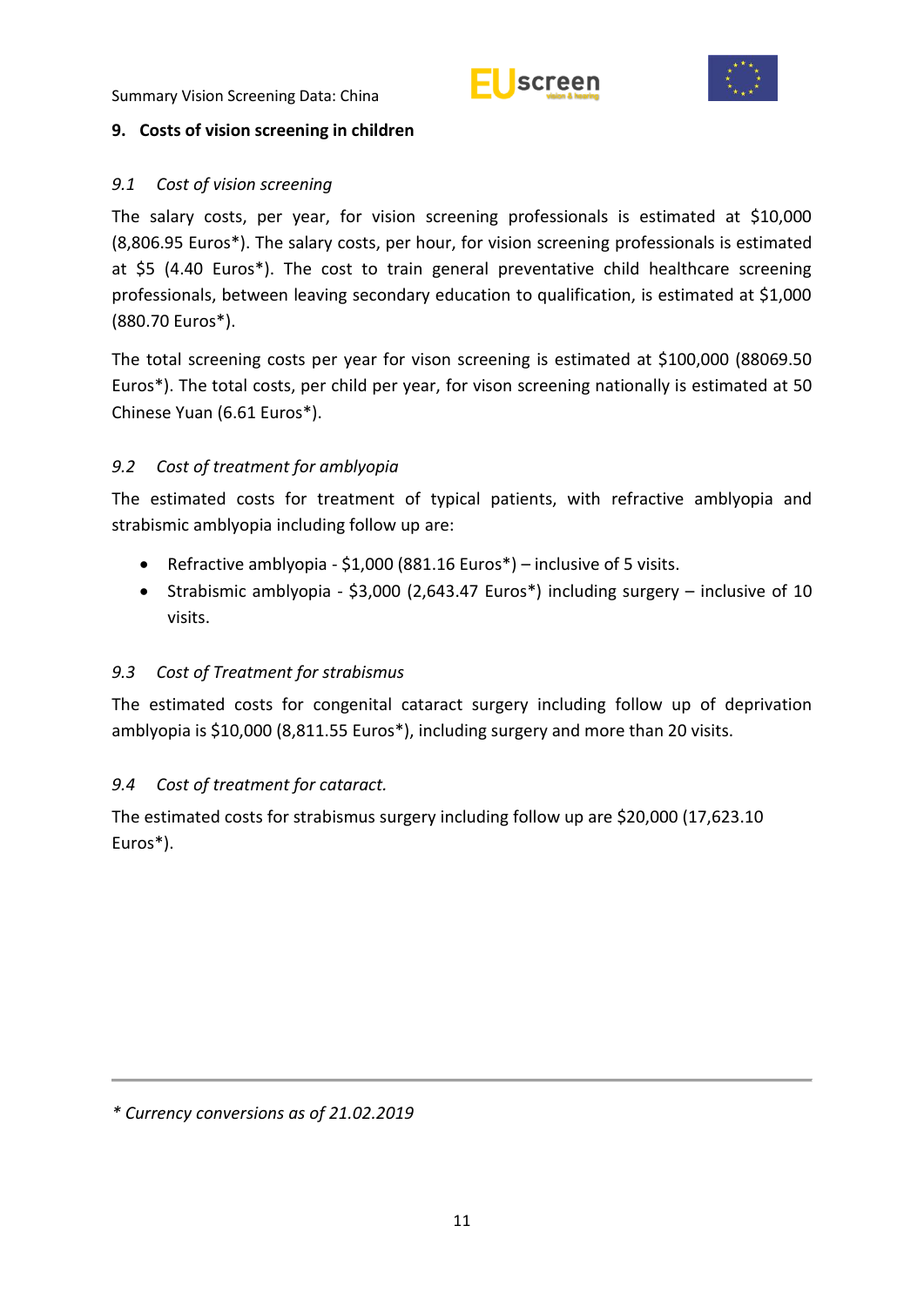## 9. Costs of vision screening in children

### *9.1 Cost of vision screening*

The salary costs, per year, for vision screening professionals is estimated at $10,000 (8,806.95 Euros*). The salary costs, per hour, for vision screening professionals is estimated at $5 (4.40 Euros*). The cost to train general preventative child healthcare screening professionals, between leaving secondary education to qualification, is estimated at $1,000 (880.70 Euros*).

The total screening costs per year for vison screening is estimated at $100,000 (88069.50 Euros*). The total costs, per child per year, for vison screening nationally is estimated at 50 Chinese Yuan (6.61 Euros*).

### *9.2 Cost of treatment for amblyopia*

The estimated costs for treatment of typical patients, with refractive amblyopia and strabismic amblyopia including follow up are:

- Refractive amblyopia - $1,000 (881.16 Euros*) – inclusive of 5 visits.
- Strabismic amblyopia - $3,000 (2,643.47 Euros*) including surgery – inclusive of 10 visits.

### *9.3 Cost of Treatment for strabismus*

The estimated costs for congenital cataract surgery including follow up of deprivation amblyopia is $10,000 (8,811.55 Euros*), including surgery and more than 20 visits.

### *9.4 Cost of treatment for cataract.*

The estimated costs for strabismus surgery including follow up are $20,000 (17,623.10 Euros*).

---

*\* Currency conversions as of 21.02.2019*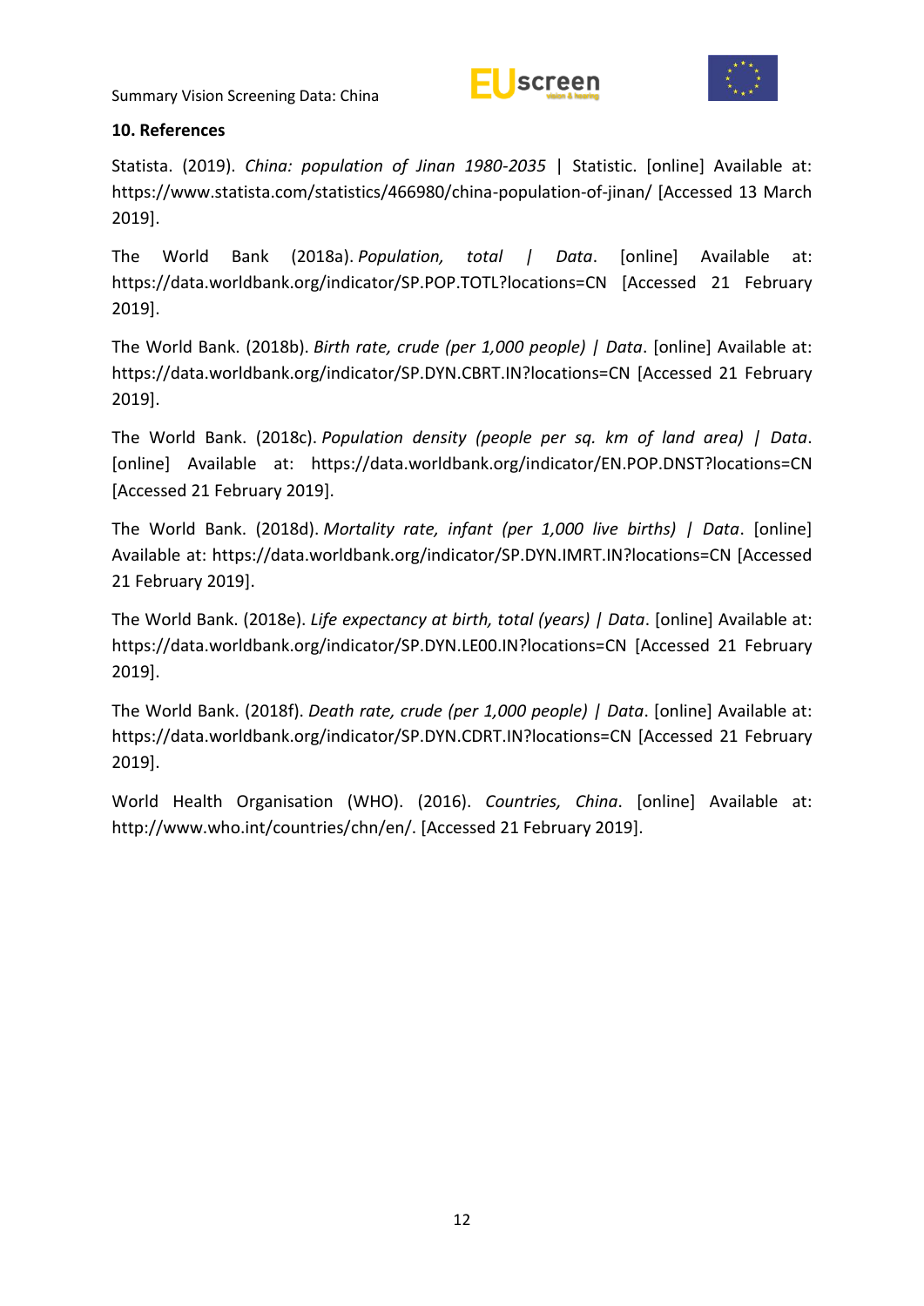## 10. References

Statista. (2019). *China: population of Jinan 1980-2035* | Statistic. [online] Available at: https://www.statista.com/statistics/466980/china-population-of-jinan/ [Accessed 13 March 2019].

The World Bank (2018a). *Population, total | Data*. [online] Available at: https://data.worldbank.org/indicator/SP.POP.TOTL?locations=CN [Accessed 21 February 2019].

The World Bank. (2018b). *Birth rate, crude (per 1,000 people) | Data*. [online] Available at: https://data.worldbank.org/indicator/SP.DYN.CBRT.IN?locations=CN [Accessed 21 February 2019].

The World Bank. (2018c). *Population density (people per sq. km of land area) | Data*. [online] Available at: https://data.worldbank.org/indicator/EN.POP.DNST?locations=CN [Accessed 21 February 2019].

The World Bank. (2018d). *Mortality rate, infant (per 1,000 live births) | Data*. [online] Available at: https://data.worldbank.org/indicator/SP.DYN.IMRT.IN?locations=CN [Accessed 21 February 2019].

The World Bank. (2018e). *Life expectancy at birth, total (years) | Data*. [online] Available at: https://data.worldbank.org/indicator/SP.DYN.LE00.IN?locations=CN [Accessed 21 February 2019].

The World Bank. (2018f). *Death rate, crude (per 1,000 people) | Data*. [online] Available at: https://data.worldbank.org/indicator/SP.DYN.CDRT.IN?locations=CN [Accessed 21 February 2019].

World Health Organisation (WHO). (2016). *Countries, China*. [online] Available at: http://www.who.int/countries/chn/en/. [Accessed 21 February 2019].